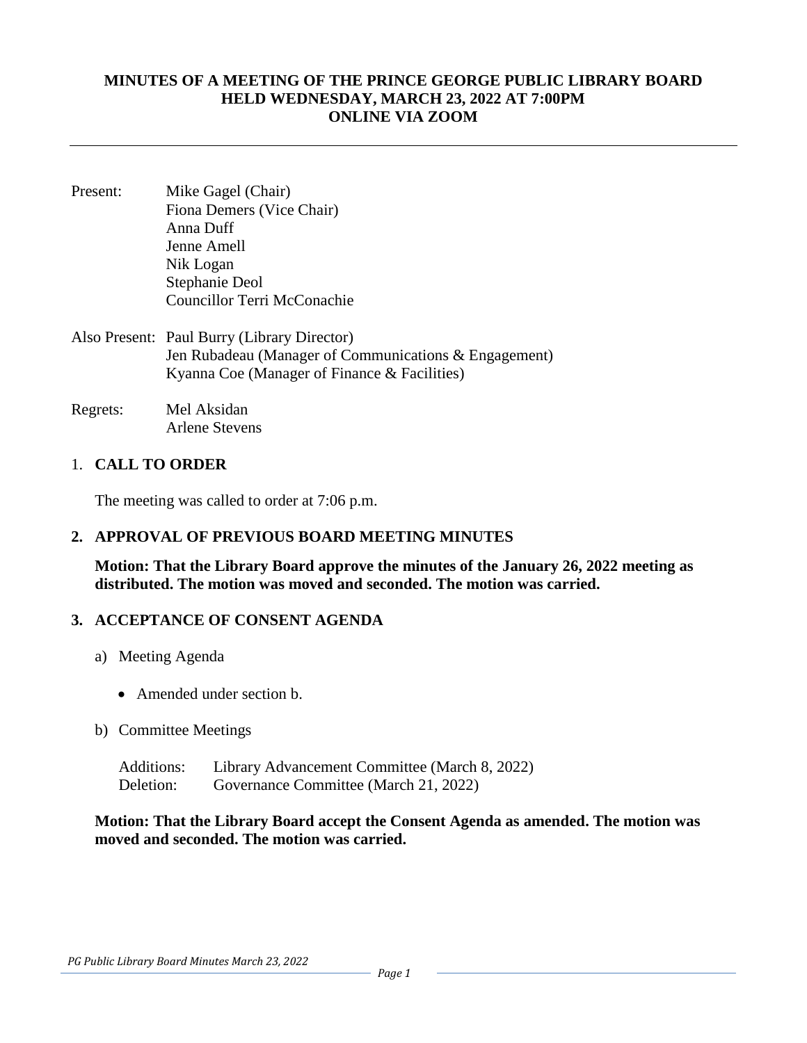# MINUTES OF A MEETING OF THE PRINCE GEORGE PUBLIC LIBRARY BOARD HELD WEDNESDAY, MARCH 23, 2022 AT 7:00PM ONLINE VIA ZOOM

Present: Mike Gagel (Chair)
Fiona Demers (Vice Chair)
Anna Duff
Jenne Amell
Nik Logan
Stephanie Deol
Councillor Terri McConachie

Also Present: Paul Burry (Library Director)
Jen Rubadeau (Manager of Communications & Engagement)
Kyanna Coe (Manager of Finance & Facilities)

Regrets: Mel Aksidan
Arlene Stevens

## 1. CALL TO ORDER

The meeting was called to order at 7:06 p.m.

## 2. APPROVAL OF PREVIOUS BOARD MEETING MINUTES

**Motion: That the Library Board approve the minutes of the January 26, 2022 meeting as distributed. The motion was moved and seconded. The motion was carried.**

## 3. ACCEPTANCE OF CONSENT AGENDA

a) Meeting Agenda

- Amended under section b.

b) Committee Meetings

Additions: Library Advancement Committee (March 8, 2022)
Deletion: Governance Committee (March 21, 2022)

**Motion: That the Library Board accept the Consent Agenda as amended. The motion was moved and seconded. The motion was carried.**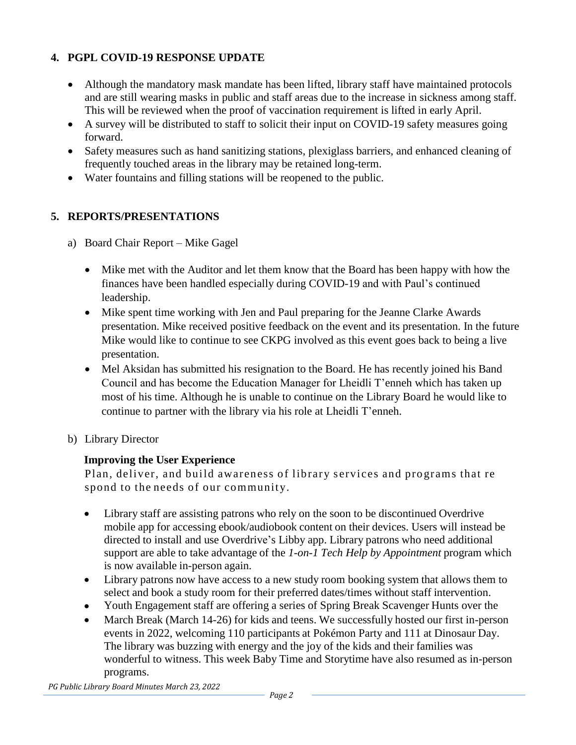## 4. PGPL COVID-19 RESPONSE UPDATE

- Although the mandatory mask mandate has been lifted, library staff have maintained protocols and are still wearing masks in public and staff areas due to the increase in sickness among staff. This will be reviewed when the proof of vaccination requirement is lifted in early April.
- A survey will be distributed to staff to solicit their input on COVID-19 safety measures going forward.
- Safety measures such as hand sanitizing stations, plexiglass barriers, and enhanced cleaning of frequently touched areas in the library may be retained long-term.
- Water fountains and filling stations will be reopened to the public.

## 5. REPORTS/PRESENTATIONS

a) Board Chair Report – Mike Gagel

- Mike met with the Auditor and let them know that the Board has been happy with how the finances have been handled especially during COVID-19 and with Paul's continued leadership.
- Mike spent time working with Jen and Paul preparing for the Jeanne Clarke Awards presentation. Mike received positive feedback on the event and its presentation. In the future Mike would like to continue to see CKPG involved as this event goes back to being a live presentation.
- Mel Aksidan has submitted his resignation to the Board. He has recently joined his Band Council and has become the Education Manager for Lheidli T'enneh which has taken up most of his time. Although he is unable to continue on the Library Board he would like to continue to partner with the library via his role at Lheidli T'enneh.

b) Library Director

**Improving the User Experience**

Plan, deliver, and build awareness of library services and programs that re spond to the needs of our community.

- Library staff are assisting patrons who rely on the soon to be discontinued Overdrive mobile app for accessing ebook/audiobook content on their devices. Users will instead be directed to install and use Overdrive's Libby app. Library patrons who need additional support are able to take advantage of the *1-on-1 Tech Help by Appointment* program which is now available in-person again.
- Library patrons now have access to a new study room booking system that allows them to select and book a study room for their preferred dates/times without staff intervention.
- Youth Engagement staff are offering a series of Spring Break Scavenger Hunts over the
- March Break (March 14-26) for kids and teens. We successfully hosted our first in-person events in 2022, welcoming 110 participants at Pokémon Party and 111 at Dinosaur Day. The library was buzzing with energy and the joy of the kids and their families was wonderful to witness. This week Baby Time and Storytime have also resumed as in-person programs.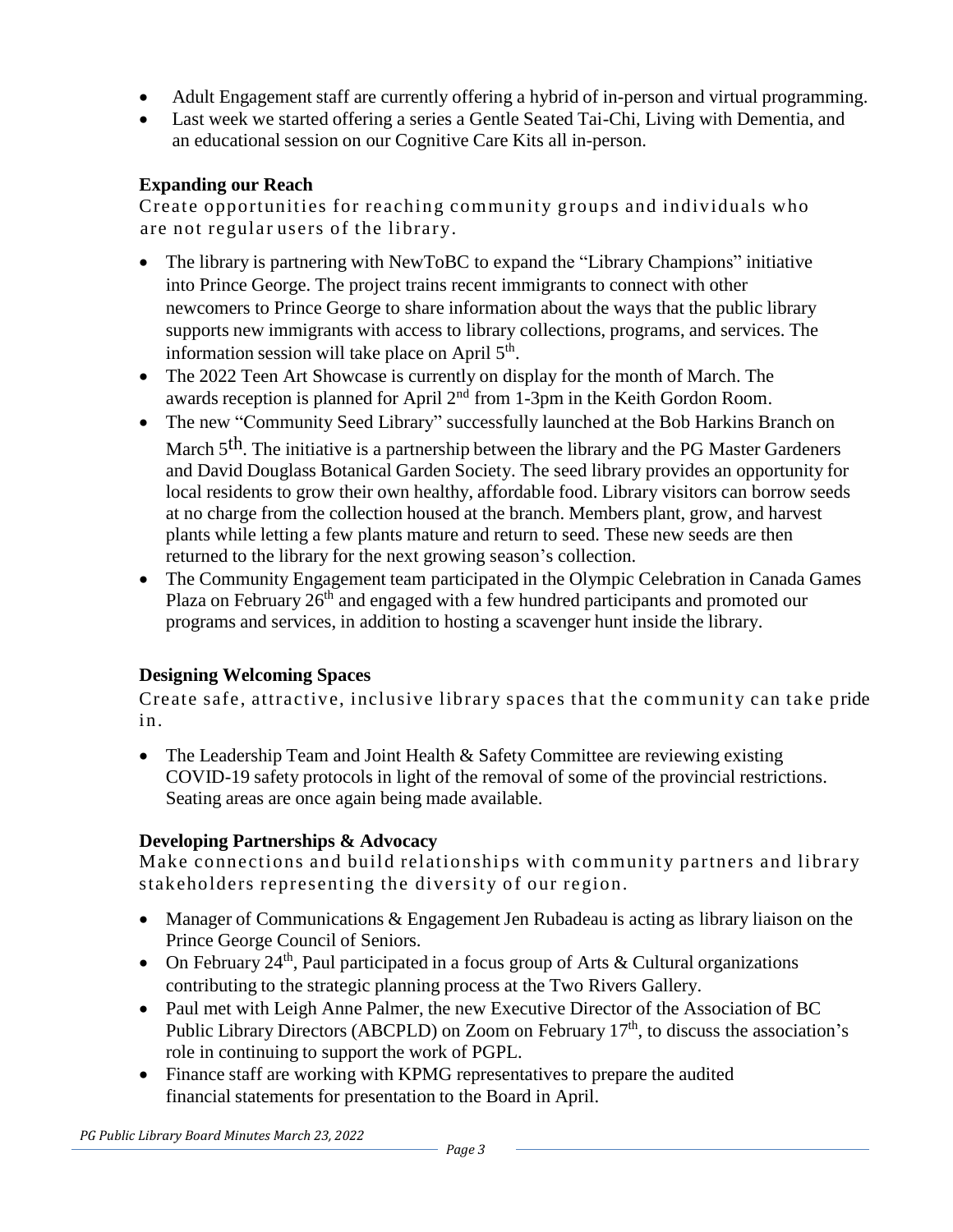- Adult Engagement staff are currently offering a hybrid of in-person and virtual programming.
- Last week we started offering a series a Gentle Seated Tai-Chi, Living with Dementia, and an educational session on our Cognitive Care Kits all in-person.

### Expanding our Reach

Create opportunities for reaching community groups and individuals who are not regular users of the library.

- The library is partnering with NewToBC to expand the "Library Champions" initiative into Prince George. The project trains recent immigrants to connect with other newcomers to Prince George to share information about the ways that the public library supports new immigrants with access to library collections, programs, and services. The information session will take place on April 5th.
- The 2022 Teen Art Showcase is currently on display for the month of March. The awards reception is planned for April 2nd from 1-3pm in the Keith Gordon Room.
- The new "Community Seed Library" successfully launched at the Bob Harkins Branch on March 5th. The initiative is a partnership between the library and the PG Master Gardeners and David Douglass Botanical Garden Society. The seed library provides an opportunity for local residents to grow their own healthy, affordable food. Library visitors can borrow seeds at no charge from the collection housed at the branch. Members plant, grow, and harvest plants while letting a few plants mature and return to seed. These new seeds are then returned to the library for the next growing season's collection.
- The Community Engagement team participated in the Olympic Celebration in Canada Games Plaza on February 26th and engaged with a few hundred participants and promoted our programs and services, in addition to hosting a scavenger hunt inside the library.

### Designing Welcoming Spaces

Create safe, attractive, inclusive library spaces that the community can take pride in.

- The Leadership Team and Joint Health & Safety Committee are reviewing existing COVID-19 safety protocols in light of the removal of some of the provincial restrictions. Seating areas are once again being made available.

### Developing Partnerships & Advocacy

Make connections and build relationships with community partners and library stakeholders representing the diversity of our region.

- Manager of Communications & Engagement Jen Rubadeau is acting as library liaison on the Prince George Council of Seniors.
- On February 24th, Paul participated in a focus group of Arts & Cultural organizations contributing to the strategic planning process at the Two Rivers Gallery.
- Paul met with Leigh Anne Palmer, the new Executive Director of the Association of BC Public Library Directors (ABCPLD) on Zoom on February 17th, to discuss the association's role in continuing to support the work of PGPL.
- Finance staff are working with KPMG representatives to prepare the audited financial statements for presentation to the Board in April.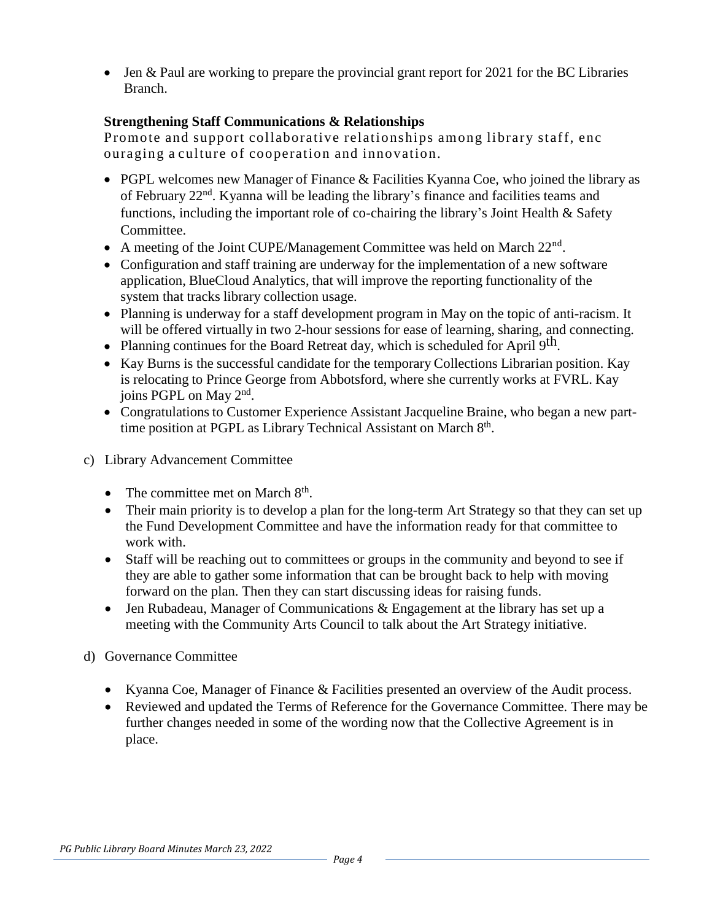- Jen & Paul are working to prepare the provincial grant report for 2021 for the BC Libraries Branch.

**Strengthening Staff Communications & Relationships**

Promote and support collaborative relationships among library staff, encouraging a culture of cooperation and innovation.

- PGPL welcomes new Manager of Finance & Facilities Kyanna Coe, who joined the library as of February 22nd. Kyanna will be leading the library's finance and facilities teams and functions, including the important role of co-chairing the library's Joint Health & Safety Committee.
- A meeting of the Joint CUPE/Management Committee was held on March 22nd.
- Configuration and staff training are underway for the implementation of a new software application, BlueCloud Analytics, that will improve the reporting functionality of the system that tracks library collection usage.
- Planning is underway for a staff development program in May on the topic of anti-racism. It will be offered virtually in two 2-hour sessions for ease of learning, sharing, and connecting.
- Planning continues for the Board Retreat day, which is scheduled for April 9th.
- Kay Burns is the successful candidate for the temporary Collections Librarian position. Kay is relocating to Prince George from Abbotsford, where she currently works at FVRL. Kay joins PGPL on May 2nd.
- Congratulations to Customer Experience Assistant Jacqueline Braine, who began a new part-time position at PGPL as Library Technical Assistant on March 8th.

c) Library Advancement Committee

- The committee met on March 8th.
- Their main priority is to develop a plan for the long-term Art Strategy so that they can set up the Fund Development Committee and have the information ready for that committee to work with.
- Staff will be reaching out to committees or groups in the community and beyond to see if they are able to gather some information that can be brought back to help with moving forward on the plan. Then they can start discussing ideas for raising funds.
- Jen Rubadeau, Manager of Communications & Engagement at the library has set up a meeting with the Community Arts Council to talk about the Art Strategy initiative.

d) Governance Committee

- Kyanna Coe, Manager of Finance & Facilities presented an overview of the Audit process.
- Reviewed and updated the Terms of Reference for the Governance Committee. There may be further changes needed in some of the wording now that the Collective Agreement is in place.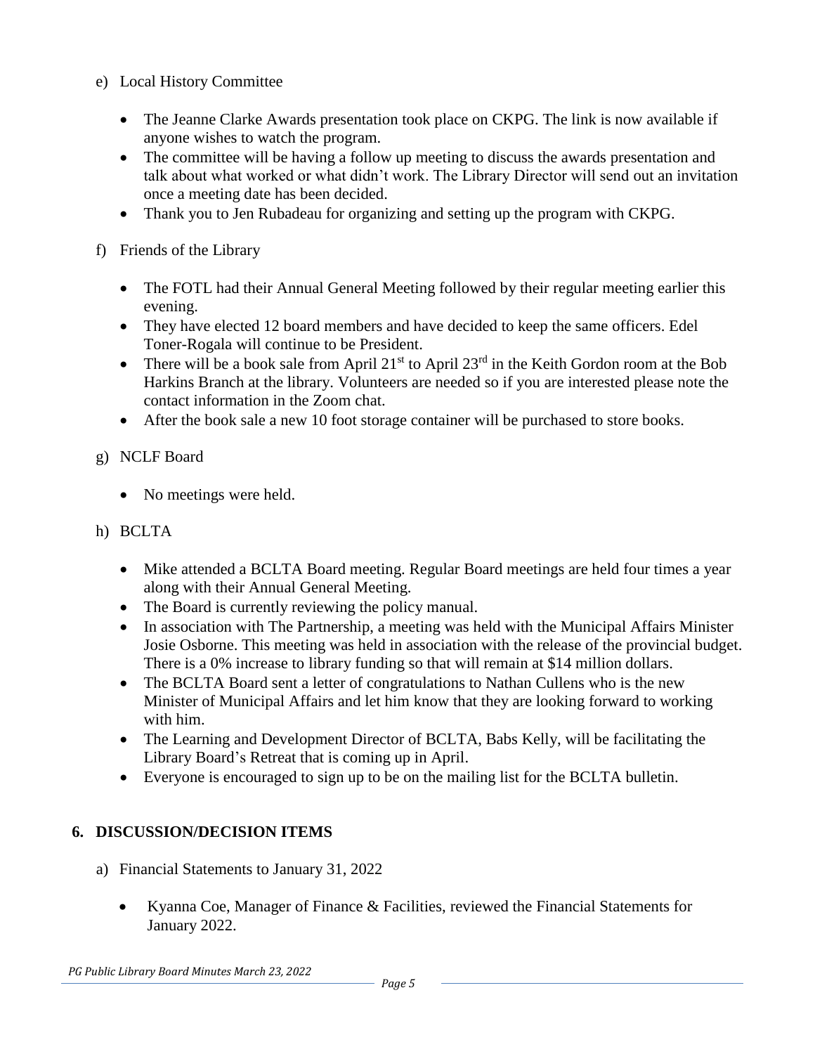e) Local History Committee

- The Jeanne Clarke Awards presentation took place on CKPG. The link is now available if anyone wishes to watch the program.
- The committee will be having a follow up meeting to discuss the awards presentation and talk about what worked or what didn't work. The Library Director will send out an invitation once a meeting date has been decided.
- Thank you to Jen Rubadeau for organizing and setting up the program with CKPG.

f) Friends of the Library

- The FOTL had their Annual General Meeting followed by their regular meeting earlier this evening.
- They have elected 12 board members and have decided to keep the same officers. Edel Toner-Rogala will continue to be President.
- There will be a book sale from April 21st to April 23rd in the Keith Gordon room at the Bob Harkins Branch at the library. Volunteers are needed so if you are interested please note the contact information in the Zoom chat.
- After the book sale a new 10 foot storage container will be purchased to store books.

g) NCLF Board

- No meetings were held.

h) BCLTA

- Mike attended a BCLTA Board meeting. Regular Board meetings are held four times a year along with their Annual General Meeting.
- The Board is currently reviewing the policy manual.
- In association with The Partnership, a meeting was held with the Municipal Affairs Minister Josie Osborne. This meeting was held in association with the release of the provincial budget. There is a 0% increase to library funding so that will remain at $14 million dollars.
- The BCLTA Board sent a letter of congratulations to Nathan Cullens who is the new Minister of Municipal Affairs and let him know that they are looking forward to working with him.
- The Learning and Development Director of BCLTA, Babs Kelly, will be facilitating the Library Board's Retreat that is coming up in April.
- Everyone is encouraged to sign up to be on the mailing list for the BCLTA bulletin.

## 6. DISCUSSION/DECISION ITEMS

a) Financial Statements to January 31, 2022

- Kyanna Coe, Manager of Finance & Facilities, reviewed the Financial Statements for January 2022.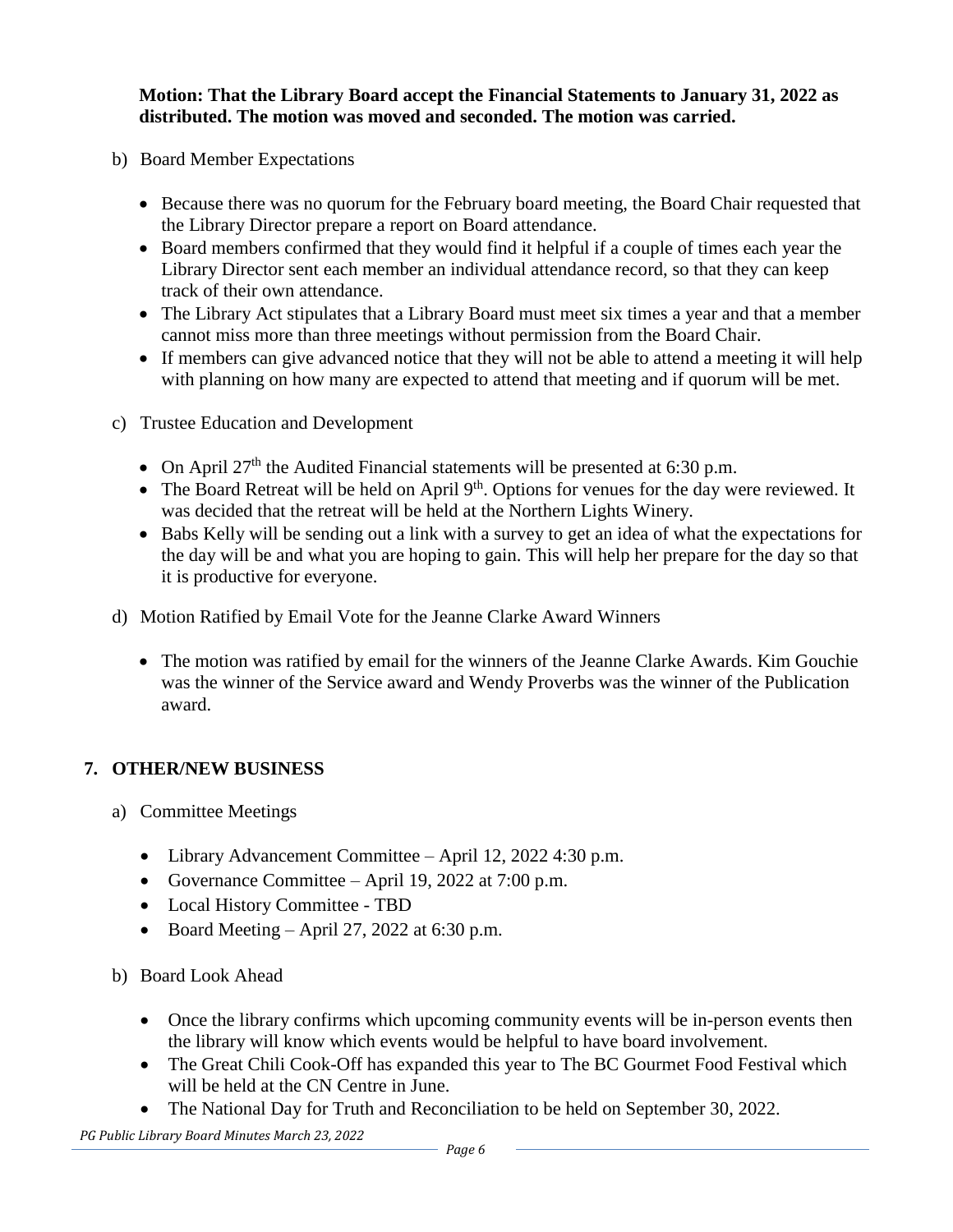**Motion: That the Library Board accept the Financial Statements to January 31, 2022 as distributed. The motion was moved and seconded. The motion was carried.**

b) Board Member Expectations

- Because there was no quorum for the February board meeting, the Board Chair requested that the Library Director prepare a report on Board attendance.
- Board members confirmed that they would find it helpful if a couple of times each year the Library Director sent each member an individual attendance record, so that they can keep track of their own attendance.
- The Library Act stipulates that a Library Board must meet six times a year and that a member cannot miss more than three meetings without permission from the Board Chair.
- If members can give advanced notice that they will not be able to attend a meeting it will help with planning on how many are expected to attend that meeting and if quorum will be met.

c) Trustee Education and Development

- On April 27th the Audited Financial statements will be presented at 6:30 p.m.
- The Board Retreat will be held on April 9th. Options for venues for the day were reviewed. It was decided that the retreat will be held at the Northern Lights Winery.
- Babs Kelly will be sending out a link with a survey to get an idea of what the expectations for the day will be and what you are hoping to gain. This will help her prepare for the day so that it is productive for everyone.

d) Motion Ratified by Email Vote for the Jeanne Clarke Award Winners

- The motion was ratified by email for the winners of the Jeanne Clarke Awards. Kim Gouchie was the winner of the Service award and Wendy Proverbs was the winner of the Publication award.

## 7. OTHER/NEW BUSINESS

a) Committee Meetings

- Library Advancement Committee – April 12, 2022 4:30 p.m.
- Governance Committee – April 19, 2022 at 7:00 p.m.
- Local History Committee - TBD
- Board Meeting – April 27, 2022 at 6:30 p.m.

b) Board Look Ahead

- Once the library confirms which upcoming community events will be in-person events then the library will know which events would be helpful to have board involvement.
- The Great Chili Cook-Off has expanded this year to The BC Gourmet Food Festival which will be held at the CN Centre in June.
- The National Day for Truth and Reconciliation to be held on September 30, 2022.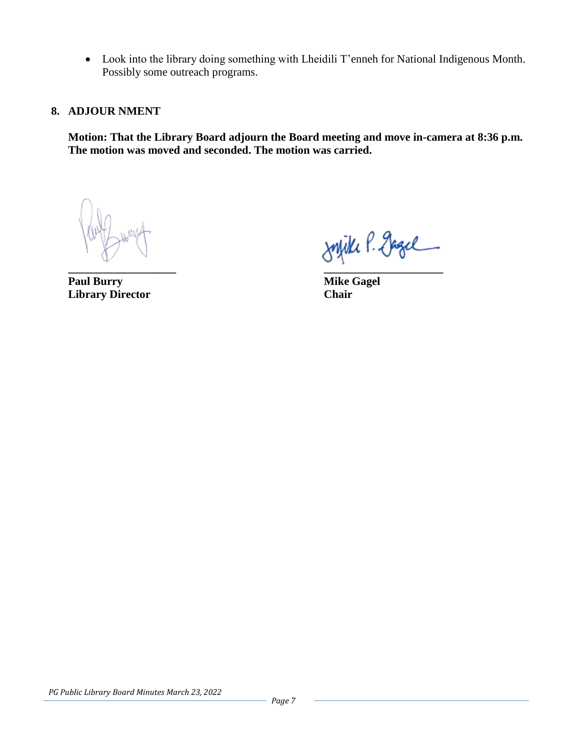- Look into the library doing something with Lheidili T'enneh for National Indigenous Month. Possibly some outreach programs.

## 8. ADJOUR NMENT

**Motion: That the Library Board adjourn the Board meeting and move in-camera at 8:36 p.m. The motion was moved and seconded. The motion was carried.**

**Paul Burry**
**Library Director**

**Mike Gagel**
**Chair**